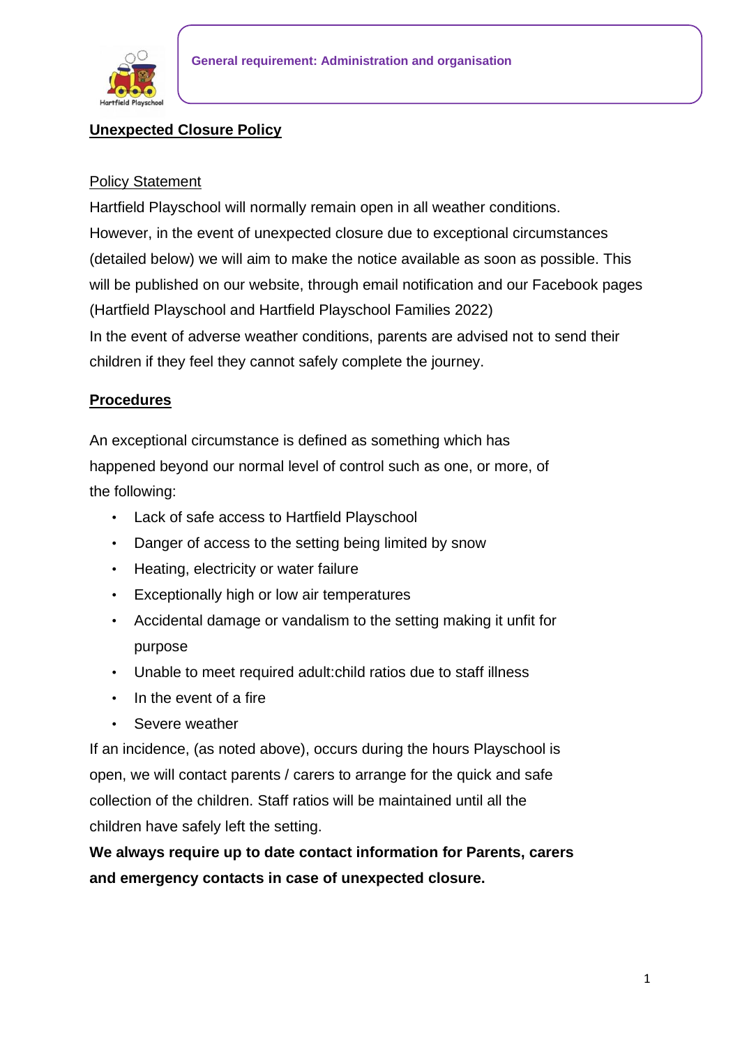General requirement: Administration and organisation

# Unexpected Closure Policy

## Policy Statement

Hartfield Playschool will normally remain open in all weather conditions. However, in the event of unexpected closure due to exceptional circumstances (detailed below) we will aim to make the notice available as soon as possible. This will be published on our website, through email notification and our Facebook pages (Hartfield Playschool and Hartfield Playschool Families 2022)

In the event of adverse weather conditions, parents are advised not to send their children if they feel they cannot safely complete the journey.

## Procedures

An exceptional circumstance is defined as something which has happened beyond our normal level of control such as one, or more, of the following:

- Lack of safe access to Hartfield Playschool
- Danger of access to the setting being limited by snow
- Heating, electricity or water failure
- Exceptionally high or low air temperatures
- Accidental damage or vandalism to the setting making it unfit for purpose
- Unable to meet required adult:child ratios due to staff illness
- In the event of a fire
- Severe weather

If an incidence, (as noted above), occurs during the hours Playschool is open, we will contact parents / carers to arrange for the quick and safe collection of the children. Staff ratios will be maintained until all the children have safely left the setting.

**We always require up to date contact information for Parents, carers and emergency contacts in case of unexpected closure.**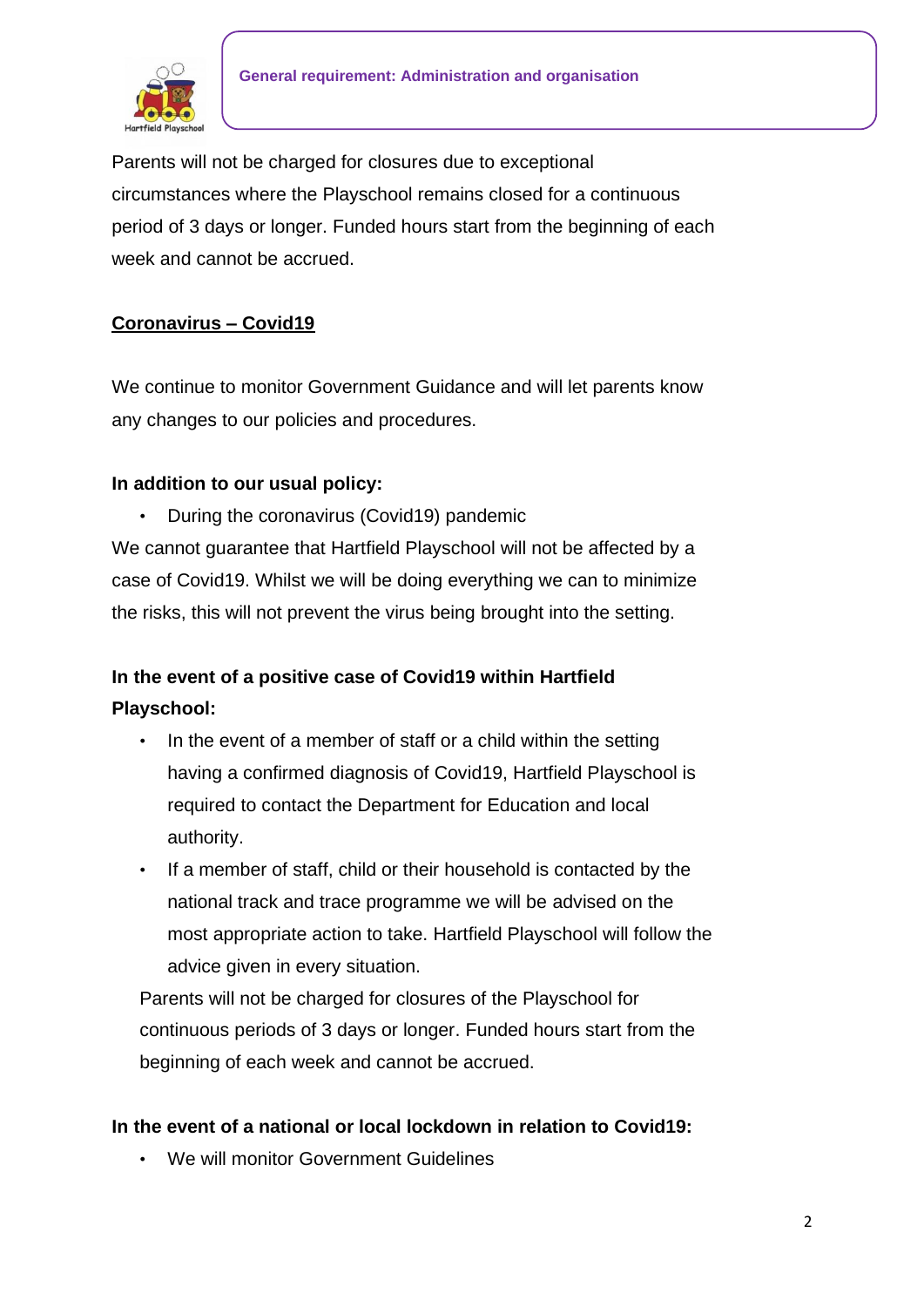Parents will not be charged for closures due to exceptional circumstances where the Playschool remains closed for a continuous period of 3 days or longer. Funded hours start from the beginning of each week and cannot be accrued.

## Coronavirus – Covid19

We continue to monitor Government Guidance and will let parents know any changes to our policies and procedures.

**In addition to our usual policy:**

- During the coronavirus (Covid19) pandemic

We cannot guarantee that Hartfield Playschool will not be affected by a case of Covid19. Whilst we will be doing everything we can to minimize the risks, this will not prevent the virus being brought into the setting.

**In the event of a positive case of Covid19 within Hartfield Playschool:**

- In the event of a member of staff or a child within the setting having a confirmed diagnosis of Covid19, Hartfield Playschool is required to contact the Department for Education and local authority.
- If a member of staff, child or their household is contacted by the national track and trace programme we will be advised on the most appropriate action to take. Hartfield Playschool will follow the advice given in every situation.

Parents will not be charged for closures of the Playschool for continuous periods of 3 days or longer. Funded hours start from the beginning of each week and cannot be accrued.

**In the event of a national or local lockdown in relation to Covid19:**

- We will monitor Government Guidelines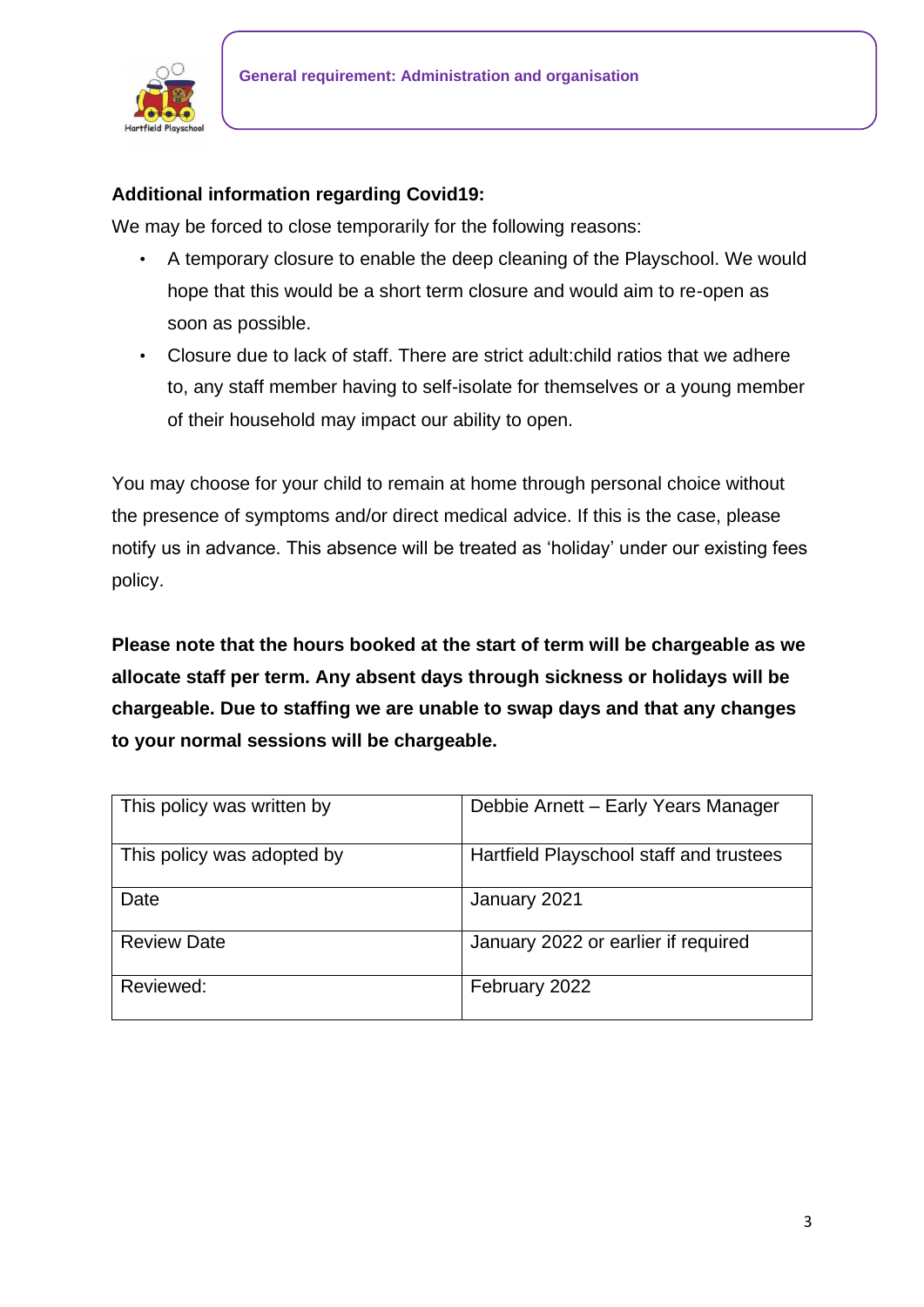**Additional information regarding Covid19:**

We may be forced to close temporarily for the following reasons:

- A temporary closure to enable the deep cleaning of the Playschool. We would hope that this would be a short term closure and would aim to re-open as soon as possible.
- Closure due to lack of staff. There are strict adult:child ratios that we adhere to, any staff member having to self-isolate for themselves or a young member of their household may impact our ability to open.

You may choose for your child to remain at home through personal choice without the presence of symptoms and/or direct medical advice. If this is the case, please notify us in advance. This absence will be treated as 'holiday' under our existing fees policy.

**Please note that the hours booked at the start of term will be chargeable as we allocate staff per term. Any absent days through sickness or holidays will be chargeable. Due to staffing we are unable to swap days and that any changes to your normal sessions will be chargeable.**

| | |
|---|---|
| This policy was written by | Debbie Arnett – Early Years Manager |
| This policy was adopted by | Hartfield Playschool staff and trustees |
| Date | January 2021 |
| Review Date | January 2022 or earlier if required |
| Reviewed: | February 2022 |